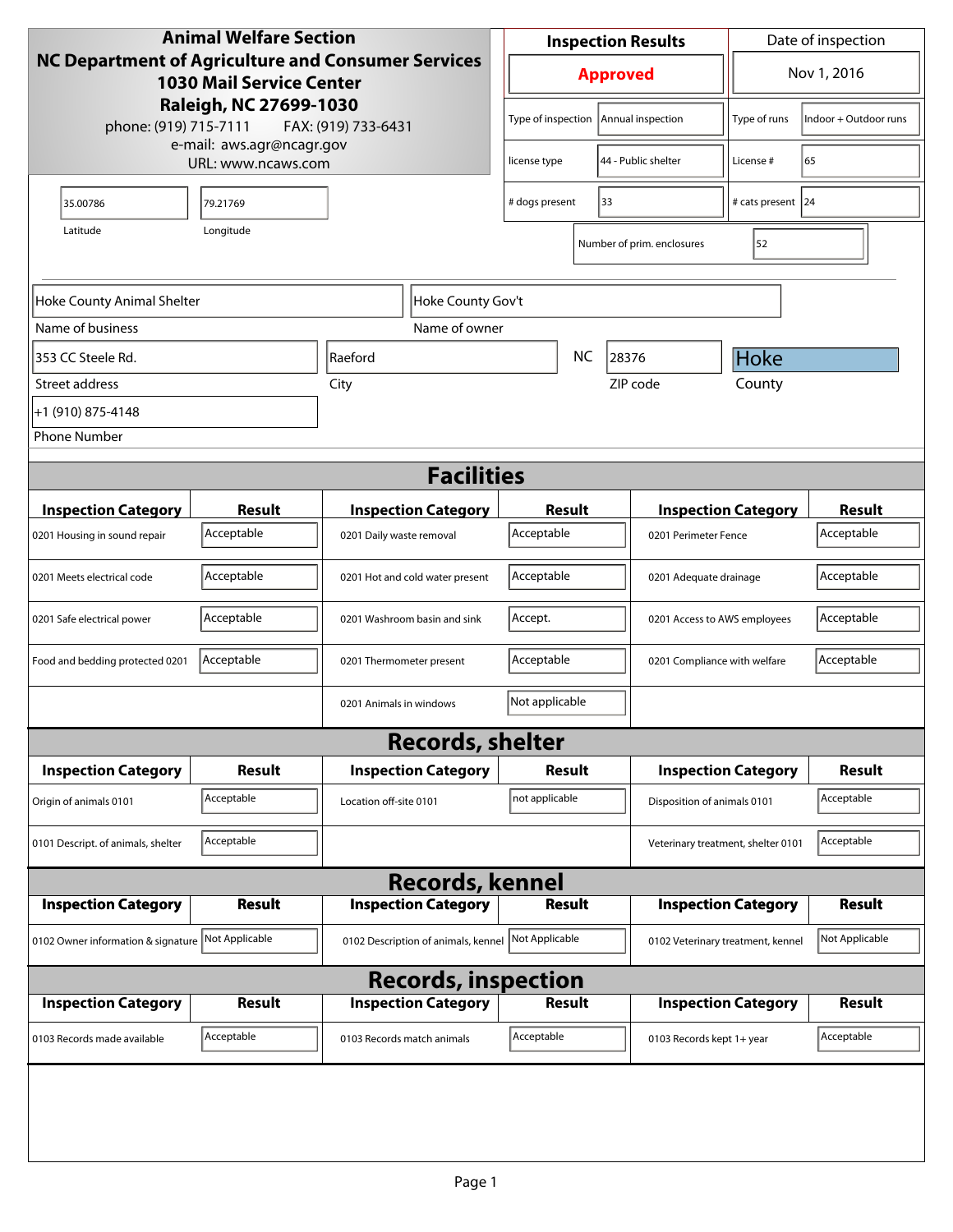**Animal Welfare Section**
**NC Department of Agriculture and Consumer Services**
**1030 Mail Service Center**
**Raleigh, NC 27699-1030**
phone: (919) 715-7111 FAX: (919) 733-6431
e-mail: aws.agr@ncagr.gov
URL: www.ncaws.com

| Inspection Results | Date of inspection |
|---|---|
| **Approved** | Nov 1, 2016 |

| | | | |
|---|---|---|---|
| Type of inspection | Annual inspection | Type of runs | Indoor + Outdoor runs |
| license type | 44 - Public shelter | License # | 65 |
| # dogs present | 33 | # cats present | 24 |
| Number of prim. enclosures | 52 | | |

| Latitude | Longitude |
|---|---|
| 35.00786 | 79.21769 |

| Field | Value |
|---|---|
| Name of business | Hoke County Animal Shelter |
| Name of owner | Hoke County Gov't |
| Street address | 353 CC Steele Rd. |
| City | Raeford |
| State | NC |
| ZIP code | 28376 |
| County | Hoke |
| Phone Number | +1 (910) 875-4148 |

## Facilities

| Inspection Category | Result | Inspection Category | Result | Inspection Category | Result |
|---|---|---|---|---|---|
| 0201 Housing in sound repair | Acceptable | 0201 Daily waste removal | Acceptable | 0201 Perimeter Fence | Acceptable |
| 0201 Meets electrical code | Acceptable | 0201 Hot and cold water present | Acceptable | 0201 Adequate drainage | Acceptable |
| 0201 Safe electrical power | Acceptable | 0201 Washroom basin and sink | Accept. | 0201 Access to AWS employees | Acceptable |
| Food and bedding protected 0201 | Acceptable | 0201 Thermometer present | Acceptable | 0201 Compliance with welfare | Acceptable |
| | | 0201 Animals in windows | Not applicable | | |

## Records, shelter

| Inspection Category | Result | Inspection Category | Result | Inspection Category | Result |
|---|---|---|---|---|---|
| Origin of animals 0101 | Acceptable | Location off-site 0101 | not applicable | Disposition of animals 0101 | Acceptable |
| 0101 Descript. of animals, shelter | Acceptable | | | Veterinary treatment, shelter 0101 | Acceptable |

## Records, kennel

| Inspection Category | Result | Inspection Category | Result | Inspection Category | Result |
|---|---|---|---|---|---|
| 0102 Owner information & signature | Not Applicable | 0102 Description of animals, kennel | Not Applicable | 0102 Veterinary treatment, kennel | Not Applicable |

## Records, inspection

| Inspection Category | Result | Inspection Category | Result | Inspection Category | Result |
|---|---|---|---|---|---|
| 0103 Records made available | Acceptable | 0103 Records match animals | Acceptable | 0103 Records kept 1+ year | Acceptable |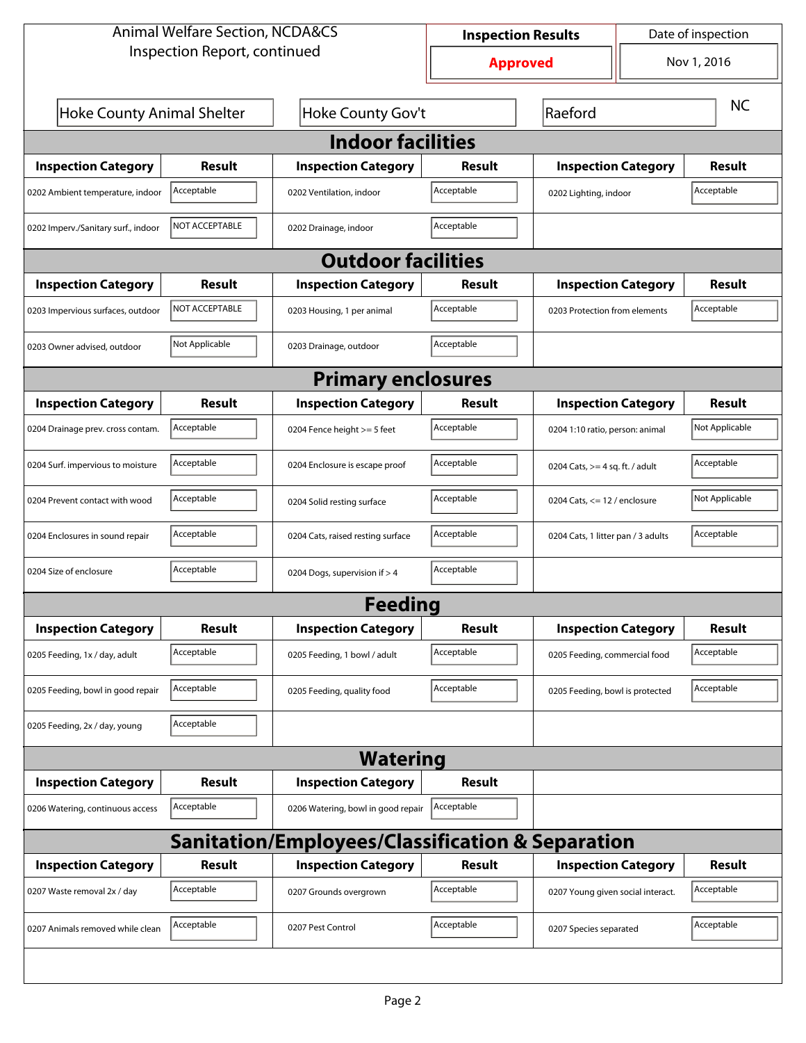Animal Welfare Section, NCDA&CS
Inspection Report, continued

| Inspection Results | Date of inspection |
|---|---|
| **Approved** | Nov 1, 2016 |

| | | | |
|---|---|---|---|
| Hoke County Animal Shelter | Hoke County Gov't | Raeford | NC |

## Indoor facilities

| Inspection Category | Result | Inspection Category | Result | Inspection Category | Result |
|---|---|---|---|---|---|
| 0202 Ambient temperature, indoor | Acceptable | 0202 Ventilation, indoor | Acceptable | 0202 Lighting, indoor | Acceptable |
| 0202 Imperv./Sanitary surf., indoor | NOT ACCEPTABLE | 0202 Drainage, indoor | Acceptable | | |

## Outdoor facilities

| Inspection Category | Result | Inspection Category | Result | Inspection Category | Result |
|---|---|---|---|---|---|
| 0203 Impervious surfaces, outdoor | NOT ACCEPTABLE | 0203 Housing, 1 per animal | Acceptable | 0203 Protection from elements | Acceptable |
| 0203 Owner advised, outdoor | Not Applicable | 0203 Drainage, outdoor | Acceptable | | |

## Primary enclosures

| Inspection Category | Result | Inspection Category | Result | Inspection Category | Result |
|---|---|---|---|---|---|
| 0204 Drainage prev. cross contam. | Acceptable | 0204 Fence height >= 5 feet | Acceptable | 0204 1:10 ratio, person: animal | Not Applicable |
| 0204 Surf. impervious to moisture | Acceptable | 0204 Enclosure is escape proof | Acceptable | 0204 Cats, >= 4 sq. ft. / adult | Acceptable |
| 0204 Prevent contact with wood | Acceptable | 0204 Solid resting surface | Acceptable | 0204 Cats, <= 12 / enclosure | Not Applicable |
| 0204 Enclosures in sound repair | Acceptable | 0204 Cats, raised resting surface | Acceptable | 0204 Cats, 1 litter pan / 3 adults | Acceptable |
| 0204 Size of enclosure | Acceptable | 0204 Dogs, supervision if > 4 | Acceptable | | |

## Feeding

| Inspection Category | Result | Inspection Category | Result | Inspection Category | Result |
|---|---|---|---|---|---|
| 0205 Feeding, 1x / day, adult | Acceptable | 0205 Feeding, 1 bowl / adult | Acceptable | 0205 Feeding, commercial food | Acceptable |
| 0205 Feeding, bowl in good repair | Acceptable | 0205 Feeding, quality food | Acceptable | 0205 Feeding, bowl is protected | Acceptable |
| 0205 Feeding, 2x / day, young | Acceptable | | | | |

## Watering

| Inspection Category | Result | Inspection Category | Result |
|---|---|---|---|
| 0206 Watering, continuous access | Acceptable | 0206 Watering, bowl in good repair | Acceptable |

## Sanitation/Employees/Classification & Separation

| Inspection Category | Result | Inspection Category | Result | Inspection Category | Result |
|---|---|---|---|---|---|
| 0207 Waste removal 2x / day | Acceptable | 0207 Grounds overgrown | Acceptable | 0207 Young given social interact. | Acceptable |
| 0207 Animals removed while clean | Acceptable | 0207 Pest Control | Acceptable | 0207 Species separated | Acceptable |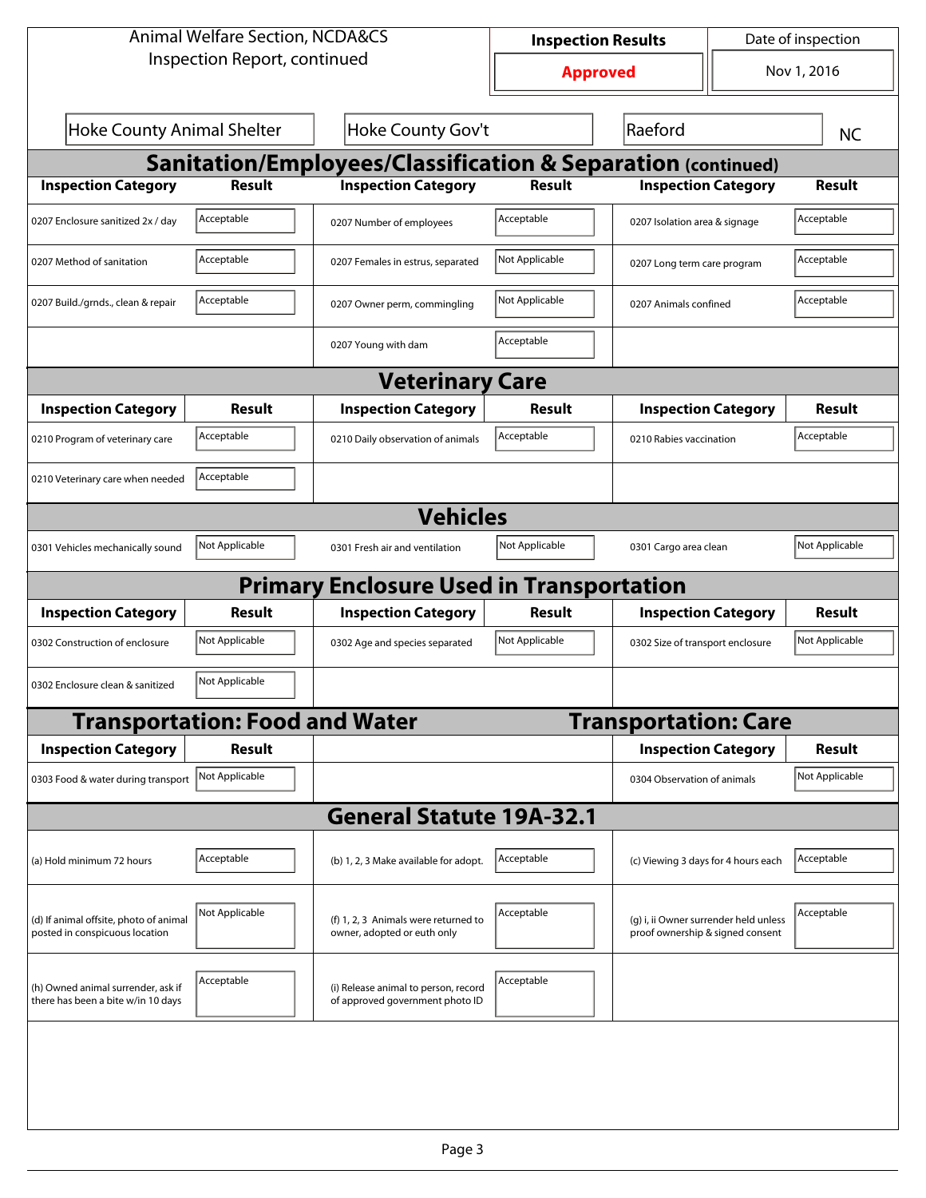Animal Welfare Section, NCDA&CS
Inspection Report, continued

| Inspection Results | Date of inspection |
| --- | --- |
| **Approved** | Nov 1, 2016 |

| Hoke County Animal Shelter | Hoke County Gov't | Raeford | NC |
| --- | --- | --- | --- |

## Sanitation/Employees/Classification & Separation (continued)

| Inspection Category | Result | Inspection Category | Result | Inspection Category | Result |
| --- | --- | --- | --- | --- | --- |
| 0207 Enclosure sanitized 2x / day | Acceptable | 0207 Number of employees | Acceptable | 0207 Isolation area & signage | Acceptable |
| 0207 Method of sanitation | Acceptable | 0207 Females in estrus, separated | Not Applicable | 0207 Long term care program | Acceptable |
| 0207 Build./grnds., clean & repair | Acceptable | 0207 Owner perm, commingling | Not Applicable | 0207 Animals confined | Acceptable |
| | | 0207 Young with dam | Acceptable | | |

## Veterinary Care

| Inspection Category | Result | Inspection Category | Result | Inspection Category | Result |
| --- | --- | --- | --- | --- | --- |
| 0210 Program of veterinary care | Acceptable | 0210 Daily observation of animals | Acceptable | 0210 Rabies vaccination | Acceptable |
| 0210 Veterinary care when needed | Acceptable | | | | |

## Vehicles

| Inspection Category | Result | Inspection Category | Result | Inspection Category | Result |
| --- | --- | --- | --- | --- | --- |
| 0301 Vehicles mechanically sound | Not Applicable | 0301 Fresh air and ventilation | Not Applicable | 0301 Cargo area clean | Not Applicable |

## Primary Enclosure Used in Transportation

| Inspection Category | Result | Inspection Category | Result | Inspection Category | Result |
| --- | --- | --- | --- | --- | --- |
| 0302 Construction of enclosure | Not Applicable | 0302 Age and species separated | Not Applicable | 0302 Size of transport enclosure | Not Applicable |
| 0302 Enclosure clean & sanitized | Not Applicable | | | | |

## Transportation: Food and Water

| Inspection Category | Result |
| --- | --- |
| 0303 Food & water during transport | Not Applicable |

## Transportation: Care

| Inspection Category | Result |
| --- | --- |
| 0304 Observation of animals | Not Applicable |

## General Statute 19A-32.1

| Inspection Category | Result | Inspection Category | Result | Inspection Category | Result |
| --- | --- | --- | --- | --- | --- |
| (a) Hold minimum 72 hours | Acceptable | (b) 1, 2, 3 Make available for adopt. | Acceptable | (c) Viewing 3 days for 4 hours each | Acceptable |
| (d) If animal offsite, photo of animal posted in conspicuous location | Not Applicable | (f) 1, 2, 3 Animals were returned to owner, adopted or euth only | Acceptable | (g) i, ii Owner surrender held unless proof ownership & signed consent | Acceptable |
| (h) Owned animal surrender, ask if there has been a bite w/in 10 days | Acceptable | (i) Release animal to person, record of approved government photo ID | Acceptable | | |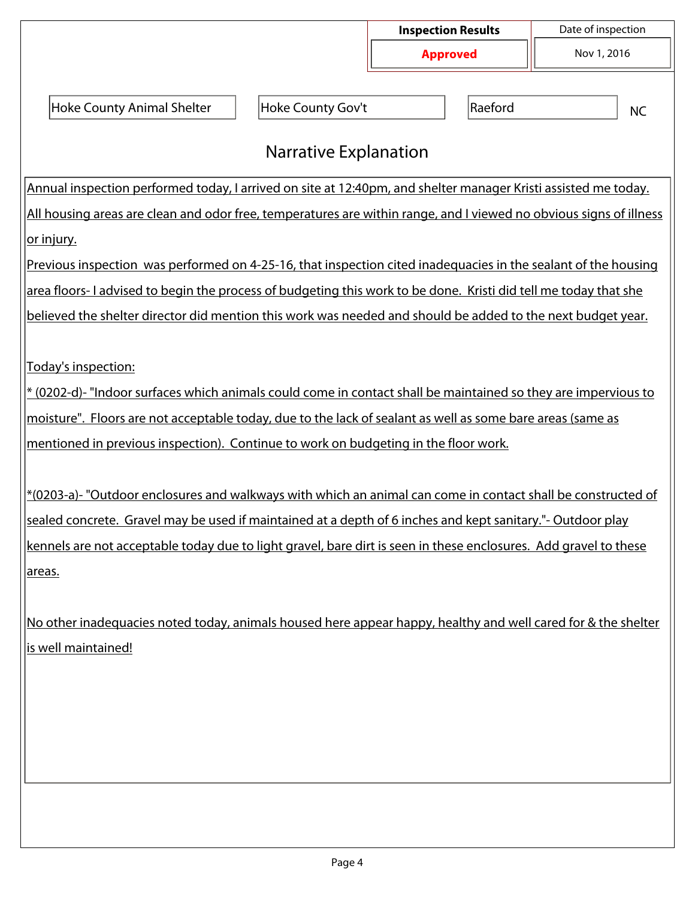| Inspection Results | Date of inspection |
|---|---|
| **Approved** | Nov 1, 2016 |

| Hoke County Animal Shelter | Hoke County Gov't | Raeford | NC |
|---|---|---|---|

## Narrative Explanation

Annual inspection performed today, I arrived on site at 12:40pm, and shelter manager Kristi assisted me today. All housing areas are clean and odor free, temperatures are within range, and I viewed no obvious signs of illness or injury.

Previous inspection was performed on 4-25-16, that inspection cited inadequacies in the sealant of the housing area floors- I advised to begin the process of budgeting this work to be done. Kristi did tell me today that she believed the shelter director did mention this work was needed and should be added to the next budget year.

Today's inspection:

* (0202-d)- "Indoor surfaces which animals could come in contact shall be maintained so they are impervious to moisture". Floors are not acceptable today, due to the lack of sealant as well as some bare areas (same as mentioned in previous inspection). Continue to work on budgeting in the floor work.

*(0203-a)- "Outdoor enclosures and walkways with which an animal can come in contact shall be constructed of sealed concrete. Gravel may be used if maintained at a depth of 6 inches and kept sanitary."- Outdoor play kennels are not acceptable today due to light gravel, bare dirt is seen in these enclosures. Add gravel to these areas.

No other inadequacies noted today, animals housed here appear happy, healthy and well cared for & the shelter is well maintained!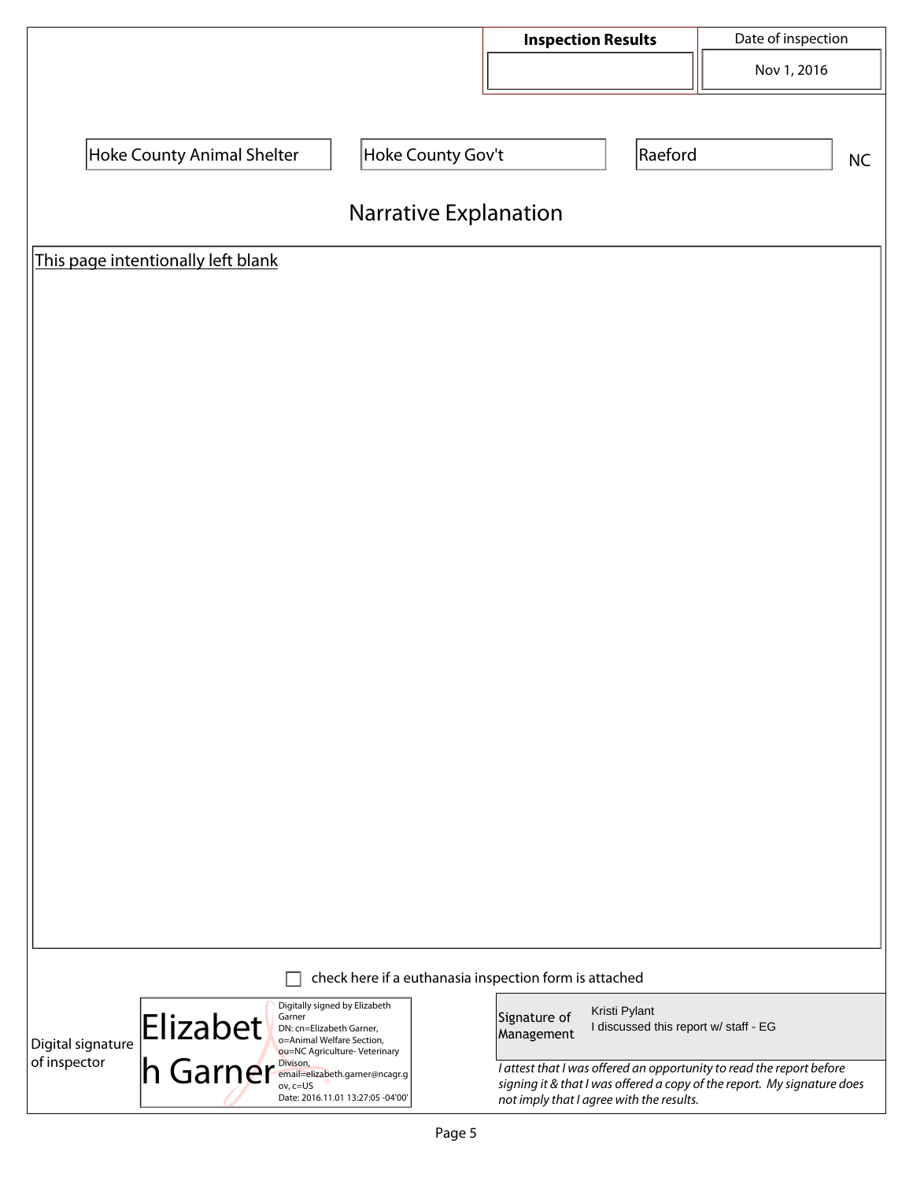| Inspection Results | Date of inspection |
| --- | --- |
| | Nov 1, 2016 |

| | | | |
| --- | --- | --- | --- |
| Hoke County Animal Shelter | Hoke County Gov't | Raeford | NC |

## Narrative Explanation

This page intentionally left blank

☐ check here if a euthanasia inspection form is attached

Digital signature of inspector

Elizabeth Garner

Digitally signed by Elizabeth Garner
DN: cn=Elizabeth Garner, o=Animal Welfare Section, ou=NC Agriculture- Veterinary Divison, email=elizabeth.garner@ncagr.gov, c=US
Date: 2016.11.01 13:27:05 -04'00'

Signature of Management

Kristi Pylant
I discussed this report w/ staff - EG

*I attest that I was offered an opportunity to read the report before signing it & that I was offered a copy of the report. My signature does not imply that I agree with the results.*